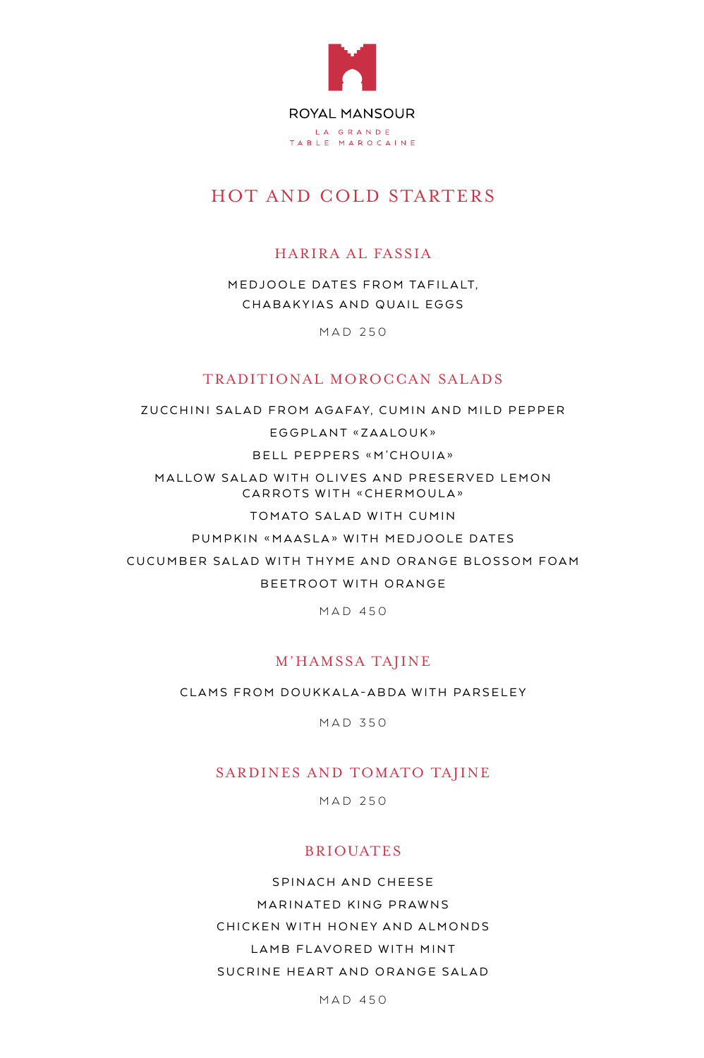ROYAL MANSOUR

LA GRANDE
TABLE MAROCAINE

# HOT AND COLD STARTERS

## HARIRA AL FASSIA

MEDJOOLE DATES FROM TAFILALT,
CHABAKYIAS AND QUAIL EGGS

MAD 250

## TRADITIONAL MOROCCAN SALADS

ZUCCHINI SALAD FROM AGAFAY, CUMIN AND MILD PEPPER

EGGPLANT «ZAALOUK»

BELL PEPPERS «M'CHOUIA»

MALLOW SALAD WITH OLIVES AND PRESERVED LEMON

CARROTS WITH «CHERMOULA»

TOMATO SALAD WITH CUMIN

PUMPKIN «MAASLA» WITH MEDJOOLE DATES

CUCUMBER SALAD WITH THYME AND ORANGE BLOSSOM FOAM

BEETROOT WITH ORANGE

MAD 450

## M'HAMSSA TAJINE

CLAMS FROM DOUKKALA-ABDA WITH PARSELEY

MAD 350

## SARDINES AND TOMATO TAJINE

MAD 250

## BRIOUATES

SPINACH AND CHEESE

MARINATED KING PRAWNS

CHICKEN WITH HONEY AND ALMONDS

LAMB FLAVORED WITH MINT

SUCRINE HEART AND ORANGE SALAD

MAD 450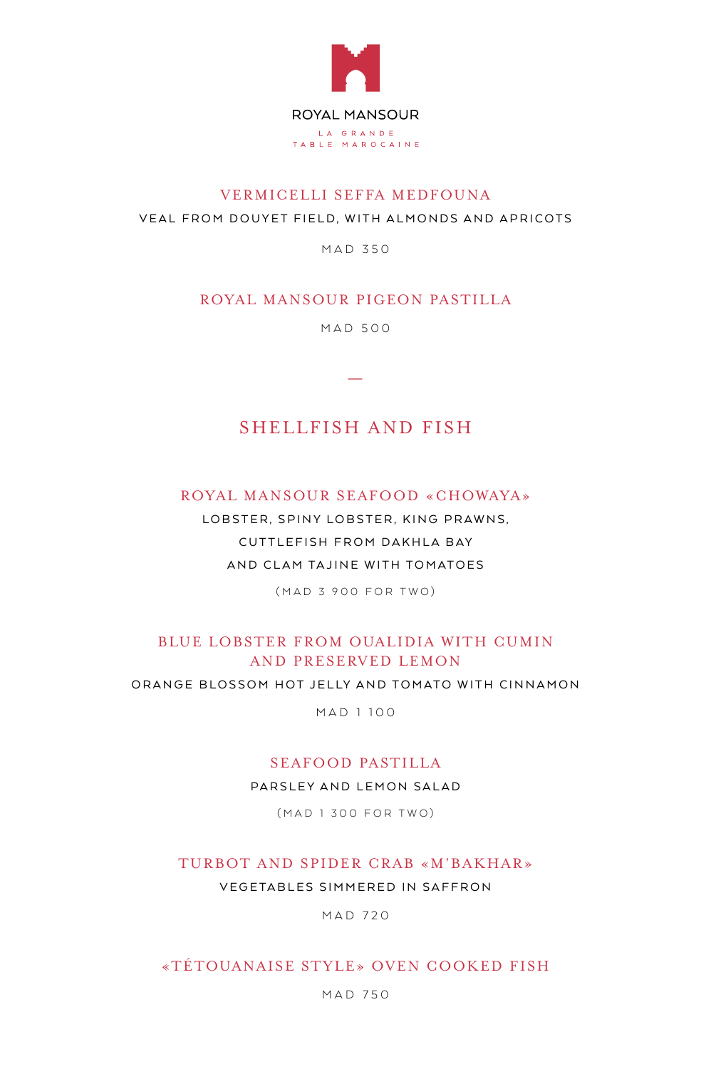ROYAL MANSOUR

LA GRANDE
TABLE MAROCAINE

### VERMICELLI SEFFA MEDFOUNA

VEAL FROM DOUYET FIELD, WITH ALMONDS AND APRICOTS

MAD 350

### ROYAL MANSOUR PIGEON PASTILLA

MAD 500

—

## SHELLFISH AND FISH

### ROYAL MANSOUR SEAFOOD «CHOWAYA»

LOBSTER, SPINY LOBSTER, KING PRAWNS,
CUTTLEFISH FROM DAKHLA BAY
AND CLAM TAJINE WITH TOMATOES

(MAD 3 900 FOR TWO)

### BLUE LOBSTER FROM OUALIDIA WITH CUMIN AND PRESERVED LEMON

ORANGE BLOSSOM HOT JELLY AND TOMATO WITH CINNAMON

MAD 1 100

### SEAFOOD PASTILLA

PARSLEY AND LEMON SALAD

(MAD 1 300 FOR TWO)

### TURBOT AND SPIDER CRAB «M'BAKHAR»

VEGETABLES SIMMERED IN SAFFRON

MAD 720

### «TÉTOUANAISE STYLE» OVEN COOKED FISH

MAD 750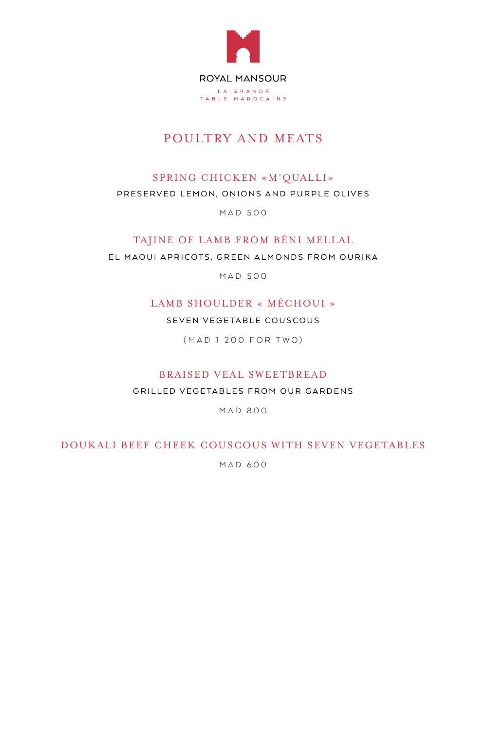ROYAL MANSOUR

LA GRANDE
TABLE MAROCAINE

# POULTRY AND MEATS

## SPRING CHICKEN «M'QUALLI»

PRESERVED LEMON, ONIONS AND PURPLE OLIVES

MAD 500

## TAJINE OF LAMB FROM BÉNI MELLAL

EL MAOUI APRICOTS, GREEN ALMONDS FROM OURIKA

MAD 500

## LAMB SHOULDER « MÉCHOUI »

SEVEN VEGETABLE COUSCOUS

(MAD 1 200 FOR TWO)

## BRAISED VEAL SWEETBREAD

GRILLED VEGETABLES FROM OUR GARDENS

MAD 800

## DOUKALI BEEF CHEEK COUSCOUS WITH SEVEN VEGETABLES

MAD 600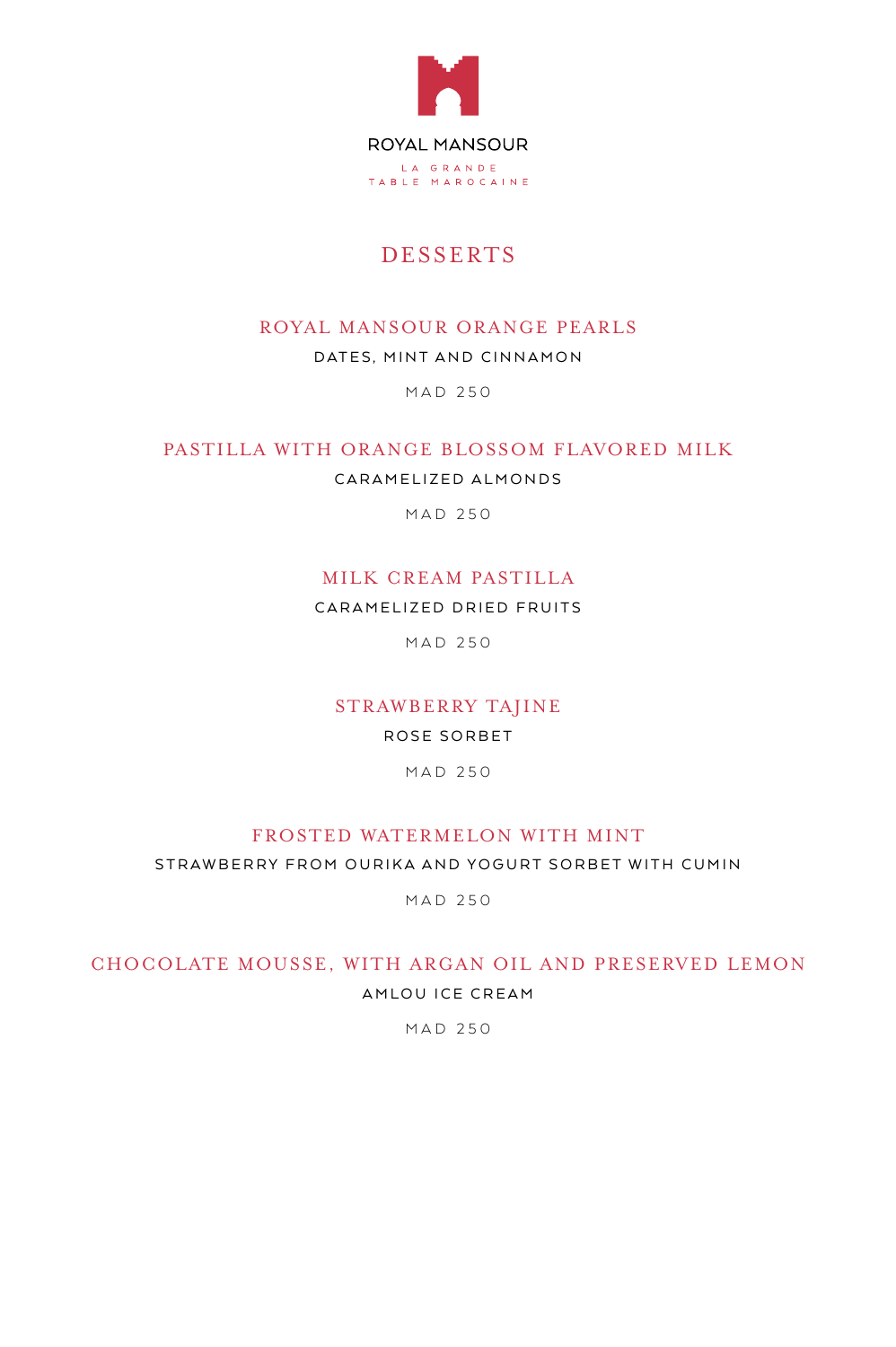ROYAL MANSOUR

LA GRANDE
TABLE MAROCAINE

# DESSERTS

### ROYAL MANSOUR ORANGE PEARLS

DATES, MINT AND CINNAMON

MAD 250

### PASTILLA WITH ORANGE BLOSSOM FLAVORED MILK

CARAMELIZED ALMONDS

MAD 250

### MILK CREAM PASTILLA

CARAMELIZED DRIED FRUITS

MAD 250

### STRAWBERRY TAJINE

ROSE SORBET

MAD 250

### FROSTED WATERMELON WITH MINT

STRAWBERRY FROM OURIKA AND YOGURT SORBET WITH CUMIN

MAD 250

### CHOCOLATE MOUSSE, WITH ARGAN OIL AND PRESERVED LEMON

AMLOU ICE CREAM

MAD 250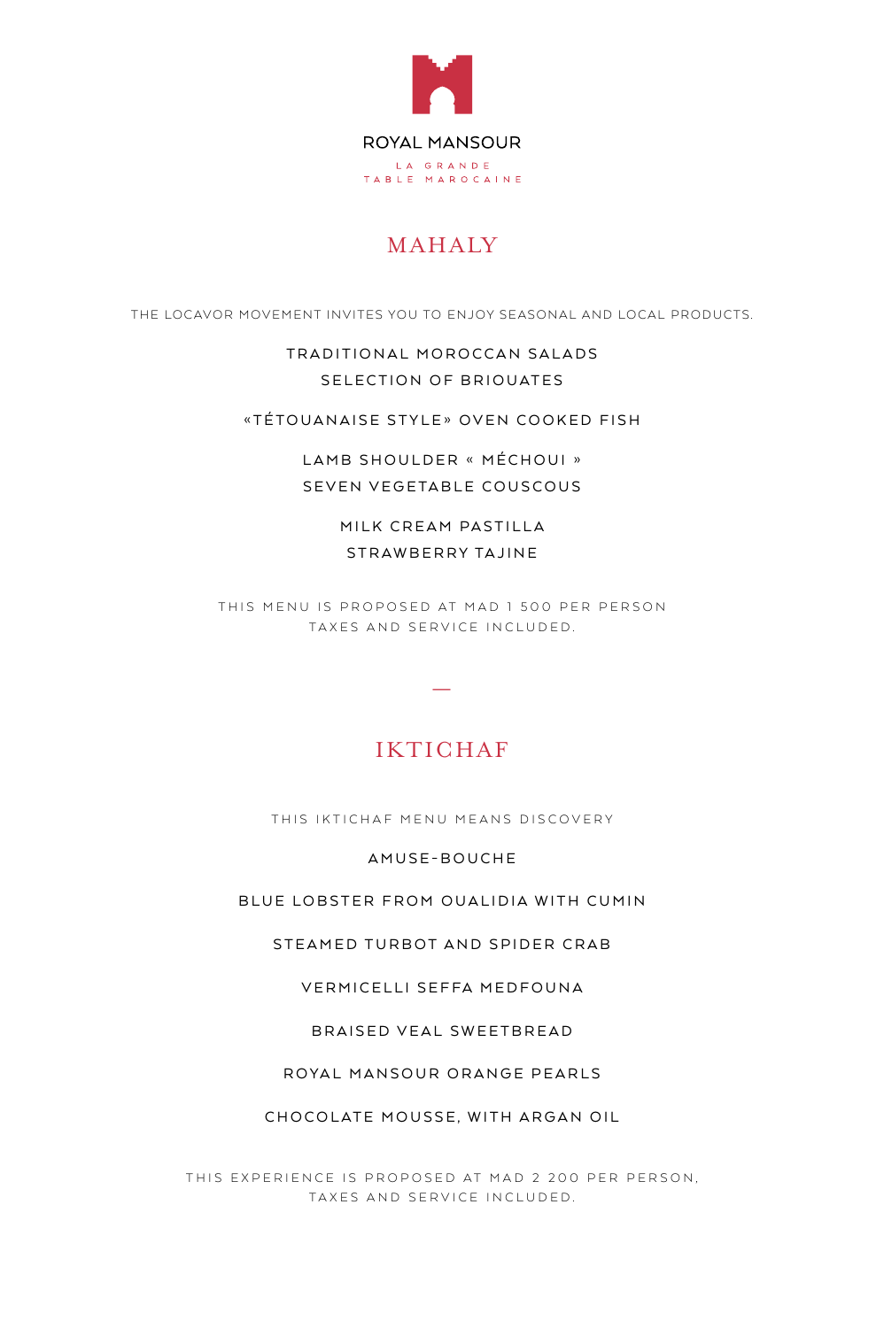ROYAL MANSOUR

LA GRANDE
TABLE MAROCAINE

# MAHALY

THE LOCAVOR MOVEMENT INVITES YOU TO ENJOY SEASONAL AND LOCAL PRODUCTS.

TRADITIONAL MOROCCAN SALADS
SELECTION OF BRIOUATES

«TÉTOUANAISE STYLE» OVEN COOKED FISH

LAMB SHOULDER « MÉCHOUI »
SEVEN VEGETABLE COUSCOUS

MILK CREAM PASTILLA
STRAWBERRY TAJINE

THIS MENU IS PROPOSED AT MAD 1 500 PER PERSON
TAXES AND SERVICE INCLUDED.

—

# IKTICHAF

THIS IKTICHAF MENU MEANS DISCOVERY

AMUSE-BOUCHE

BLUE LOBSTER FROM OUALIDIA WITH CUMIN

STEAMED TURBOT AND SPIDER CRAB

VERMICELLI SEFFA MEDFOUNA

BRAISED VEAL SWEETBREAD

ROYAL MANSOUR ORANGE PEARLS

CHOCOLATE MOUSSE, WITH ARGAN OIL

THIS EXPERIENCE IS PROPOSED AT MAD 2 200 PER PERSON,
TAXES AND SERVICE INCLUDED.